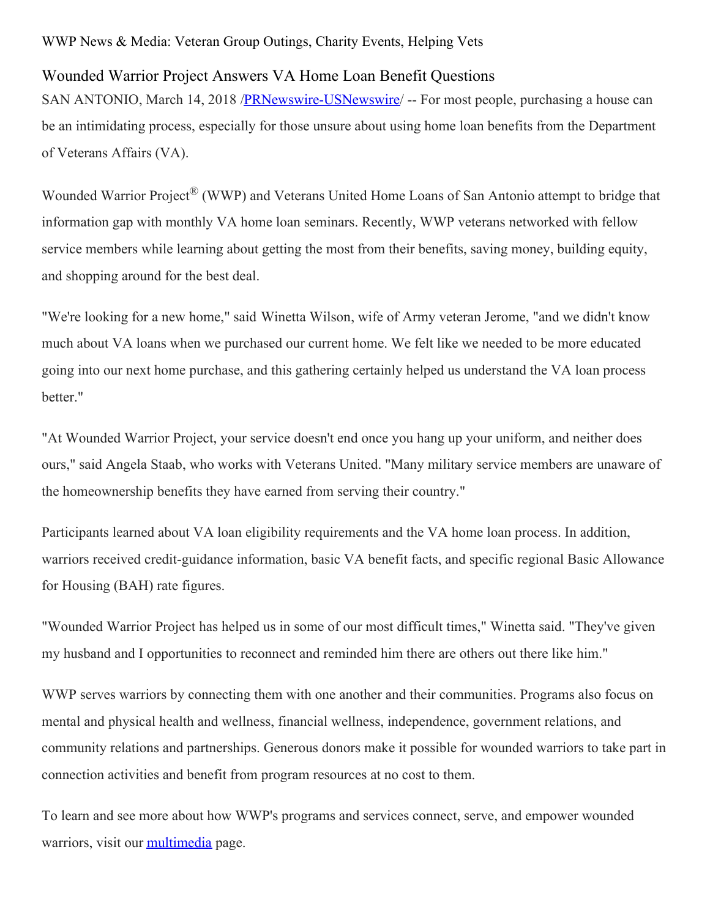WWP News & Media: Veteran Group Outings, Charity Events, Helping Vets

## Wounded Warrior Project Answers VA Home Loan Benefit Questions

SAN ANTONIO, March 14, 2018 /PRNewswire-USNewswire/ -- For most people, purchasing a house can be an intimidating process, especially for those unsure about using home loan benefits from the Department of Veterans Affairs (VA).

Wounded Warrior Project® (WWP) and Veterans United Home Loans of San Antonio attempt to bridge that information gap with monthly VA home loan seminars. Recently, WWP veterans networked with fellow service members while learning about getting the most from their benefits, saving money, building equity, and shopping around for the best deal.

"We're looking for a new home," said Winetta Wilson, wife of Army veteran Jerome, "and we didn't know much about VA loans when we purchased our current home. We felt like we needed to be more educated going into our next home purchase, and this gathering certainly helped us understand the VA loan process better."

"At Wounded Warrior Project, your service doesn't end once you hang up your uniform, and neither does ours," said Angela Staab, who works with Veterans United. "Many military service members are unaware of the homeownership benefits they have earned from serving their country."

Participants learned about VA loan eligibility requirements and the VA home loan process. In addition, warriors received credit-guidance information, basic VA benefit facts, and specific regional Basic Allowance for Housing (BAH) rate figures.

"Wounded Warrior Project has helped us in some of our most difficult times," Winetta said. "They've given my husband and I opportunities to reconnect and reminded him there are others out there like him."

WWP serves warriors by connecting them with one another and their communities. Programs also focus on mental and physical health and wellness, financial wellness, independence, government relations, and community relations and partnerships. Generous donors make it possible for wounded warriors to take part in connection activities and benefit from program resources at no cost to them.

To learn and see more about how WWP's programs and services connect, serve, and empower wounded warriors, visit our multimedia page.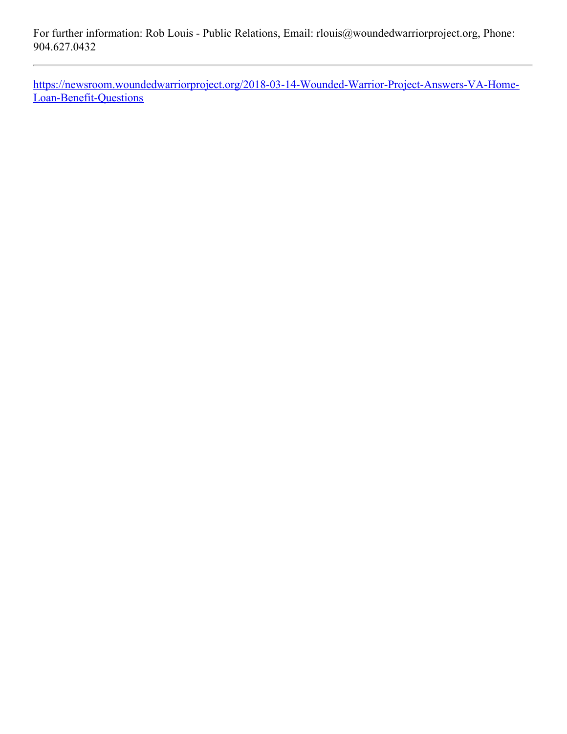For further information: Rob Louis - Public Relations, Email: rlouis@woundedwarriorproject.org, Phone: 904.627.0432

---

https://newsroom.woundedwarriorproject.org/2018-03-14-Wounded-Warrior-Project-Answers-VA-Home-Loan-Benefit-Questions